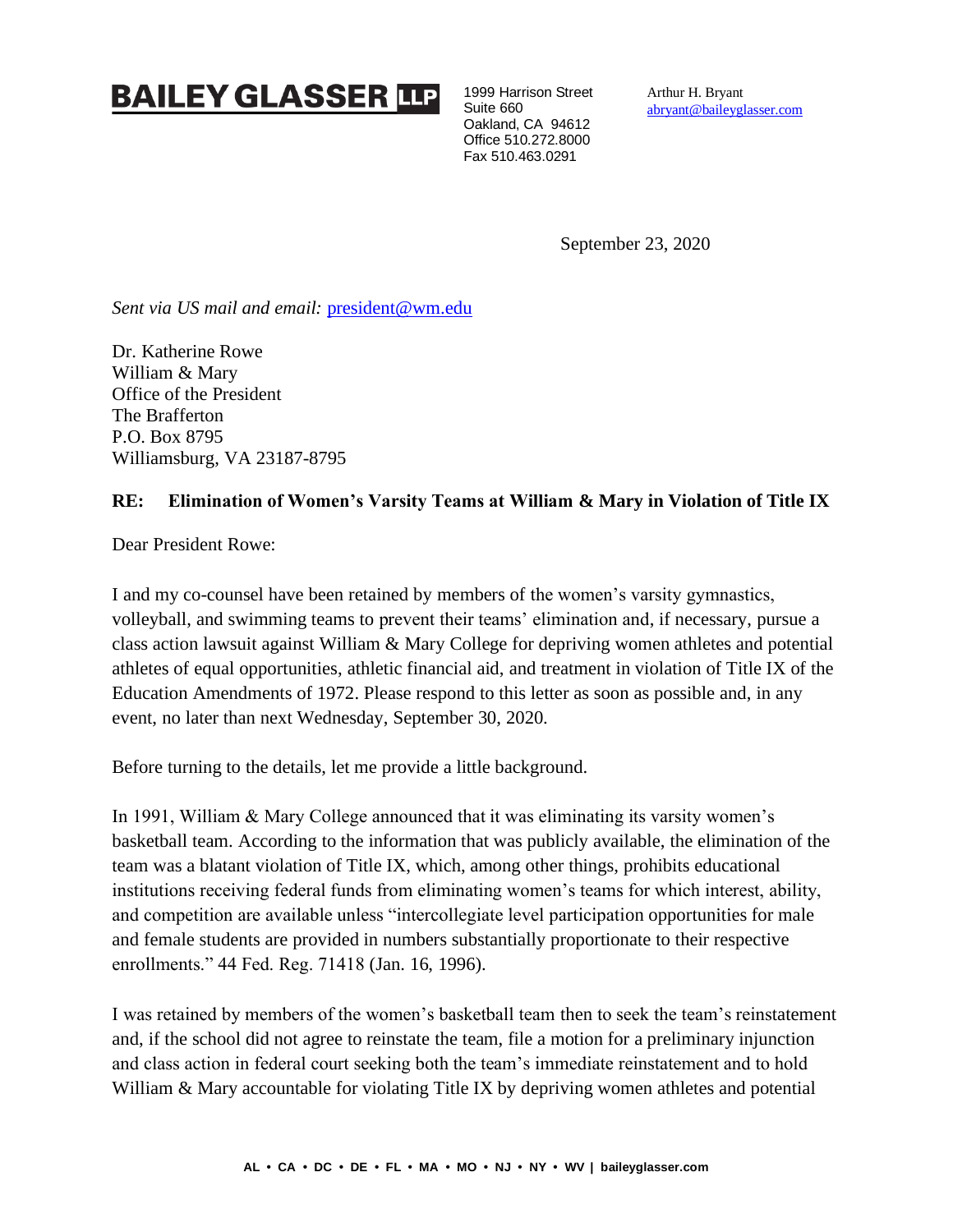**BAILEY GLASSER LLP**

1999 Harrison Street
Suite 660
Oakland, CA 94612
Office 510.272.8000
Fax 510.463.0291

Arthur H. Bryant
abryant@baileyglasser.com

September 23, 2020

*Sent via US mail and email:* president@wm.edu

Dr. Katherine Rowe
William & Mary
Office of the President
The Brafferton
P.O. Box 8795
Williamsburg, VA 23187-8795

**RE: Elimination of Women's Varsity Teams at William & Mary in Violation of Title IX**

Dear President Rowe:

I and my co-counsel have been retained by members of the women's varsity gymnastics, volleyball, and swimming teams to prevent their teams' elimination and, if necessary, pursue a class action lawsuit against William & Mary College for depriving women athletes and potential athletes of equal opportunities, athletic financial aid, and treatment in violation of Title IX of the Education Amendments of 1972. Please respond to this letter as soon as possible and, in any event, no later than next Wednesday, September 30, 2020.

Before turning to the details, let me provide a little background.

In 1991, William & Mary College announced that it was eliminating its varsity women's basketball team. According to the information that was publicly available, the elimination of the team was a blatant violation of Title IX, which, among other things, prohibits educational institutions receiving federal funds from eliminating women's teams for which interest, ability, and competition are available unless "intercollegiate level participation opportunities for male and female students are provided in numbers substantially proportionate to their respective enrollments." 44 Fed. Reg. 71418 (Jan. 16, 1996).

I was retained by members of the women's basketball team then to seek the team's reinstatement and, if the school did not agree to reinstate the team, file a motion for a preliminary injunction and class action in federal court seeking both the team's immediate reinstatement and to hold William & Mary accountable for violating Title IX by depriving women athletes and potential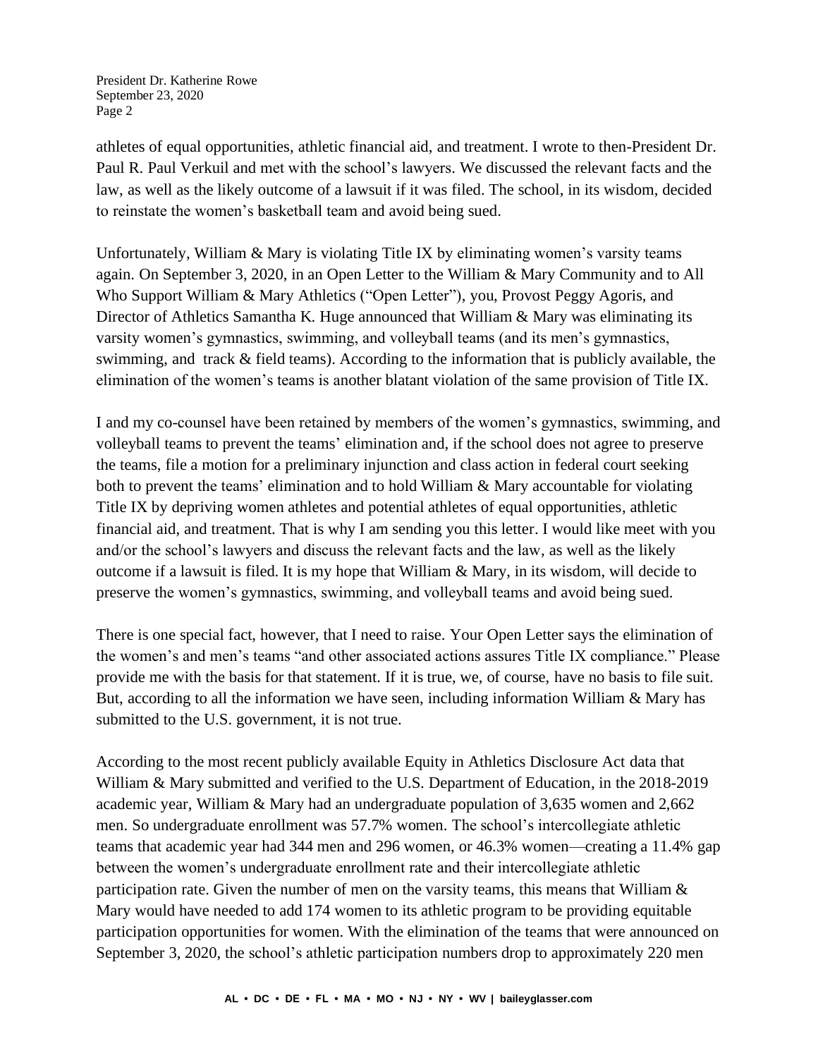athletes of equal opportunities, athletic financial aid, and treatment. I wrote to then-President Dr. Paul R. Paul Verkuil and met with the school's lawyers. We discussed the relevant facts and the law, as well as the likely outcome of a lawsuit if it was filed. The school, in its wisdom, decided to reinstate the women's basketball team and avoid being sued.

Unfortunately, William & Mary is violating Title IX by eliminating women's varsity teams again. On September 3, 2020, in an Open Letter to the William & Mary Community and to All Who Support William & Mary Athletics ("Open Letter"), you, Provost Peggy Agoris, and Director of Athletics Samantha K. Huge announced that William & Mary was eliminating its varsity women's gymnastics, swimming, and volleyball teams (and its men's gymnastics, swimming, and track & field teams). According to the information that is publicly available, the elimination of the women's teams is another blatant violation of the same provision of Title IX.

I and my co-counsel have been retained by members of the women's gymnastics, swimming, and volleyball teams to prevent the teams' elimination and, if the school does not agree to preserve the teams, file a motion for a preliminary injunction and class action in federal court seeking both to prevent the teams' elimination and to hold William & Mary accountable for violating Title IX by depriving women athletes and potential athletes of equal opportunities, athletic financial aid, and treatment. That is why I am sending you this letter. I would like meet with you and/or the school's lawyers and discuss the relevant facts and the law, as well as the likely outcome if a lawsuit is filed. It is my hope that William & Mary, in its wisdom, will decide to preserve the women's gymnastics, swimming, and volleyball teams and avoid being sued.

There is one special fact, however, that I need to raise. Your Open Letter says the elimination of the women's and men's teams "and other associated actions assures Title IX compliance." Please provide me with the basis for that statement. If it is true, we, of course, have no basis to file suit. But, according to all the information we have seen, including information William & Mary has submitted to the U.S. government, it is not true.

According to the most recent publicly available Equity in Athletics Disclosure Act data that William & Mary submitted and verified to the U.S. Department of Education, in the 2018-2019 academic year, William & Mary had an undergraduate population of 3,635 women and 2,662 men. So undergraduate enrollment was 57.7% women. The school's intercollegiate athletic teams that academic year had 344 men and 296 women, or 46.3% women—creating a 11.4% gap between the women's undergraduate enrollment rate and their intercollegiate athletic participation rate. Given the number of men on the varsity teams, this means that William & Mary would have needed to add 174 women to its athletic program to be providing equitable participation opportunities for women. With the elimination of the teams that were announced on September 3, 2020, the school's athletic participation numbers drop to approximately 220 men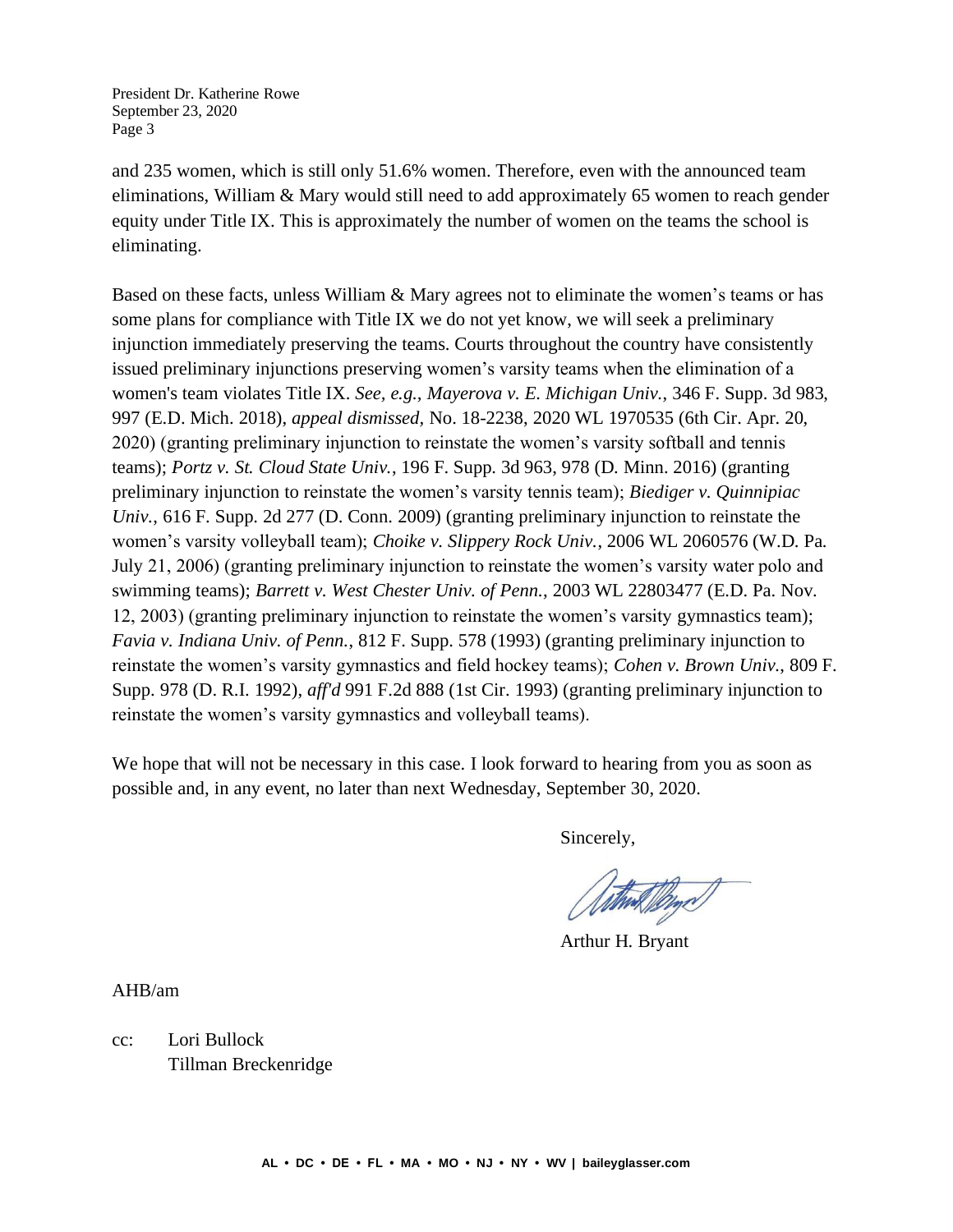and 235 women, which is still only 51.6% women. Therefore, even with the announced team eliminations, William & Mary would still need to add approximately 65 women to reach gender equity under Title IX. This is approximately the number of women on the teams the school is eliminating.

Based on these facts, unless William & Mary agrees not to eliminate the women's teams or has some plans for compliance with Title IX we do not yet know, we will seek a preliminary injunction immediately preserving the teams. Courts throughout the country have consistently issued preliminary injunctions preserving women's varsity teams when the elimination of a women's team violates Title IX. *See, e.g.*, *Mayerova v. E. Michigan Univ.*, 346 F. Supp. 3d 983, 997 (E.D. Mich. 2018), *appeal dismissed*, No. 18-2238, 2020 WL 1970535 (6th Cir. Apr. 20, 2020) (granting preliminary injunction to reinstate the women's varsity softball and tennis teams); *Portz v. St. Cloud State Univ.*, 196 F. Supp. 3d 963, 978 (D. Minn. 2016) (granting preliminary injunction to reinstate the women's varsity tennis team); *Biediger v. Quinnipiac Univ.*, 616 F. Supp. 2d 277 (D. Conn. 2009) (granting preliminary injunction to reinstate the women's varsity volleyball team); *Choike v. Slippery Rock Univ.*, 2006 WL 2060576 (W.D. Pa. July 21, 2006) (granting preliminary injunction to reinstate the women's varsity water polo and swimming teams); *Barrett v. West Chester Univ. of Penn.*, 2003 WL 22803477 (E.D. Pa. Nov. 12, 2003) (granting preliminary injunction to reinstate the women's varsity gymnastics team); *Favia v. Indiana Univ. of Penn.*, 812 F. Supp. 578 (1993) (granting preliminary injunction to reinstate the women's varsity gymnastics and field hockey teams); *Cohen v. Brown Univ.*, 809 F. Supp. 978 (D. R.I. 1992), *aff'd* 991 F.2d 888 (1st Cir. 1993) (granting preliminary injunction to reinstate the women's varsity gymnastics and volleyball teams).

We hope that will not be necessary in this case. I look forward to hearing from you as soon as possible and, in any event, no later than next Wednesday, September 30, 2020.

Sincerely,

Arthur H. Bryant

AHB/am

cc: Lori Bullock
Tillman Breckenridge